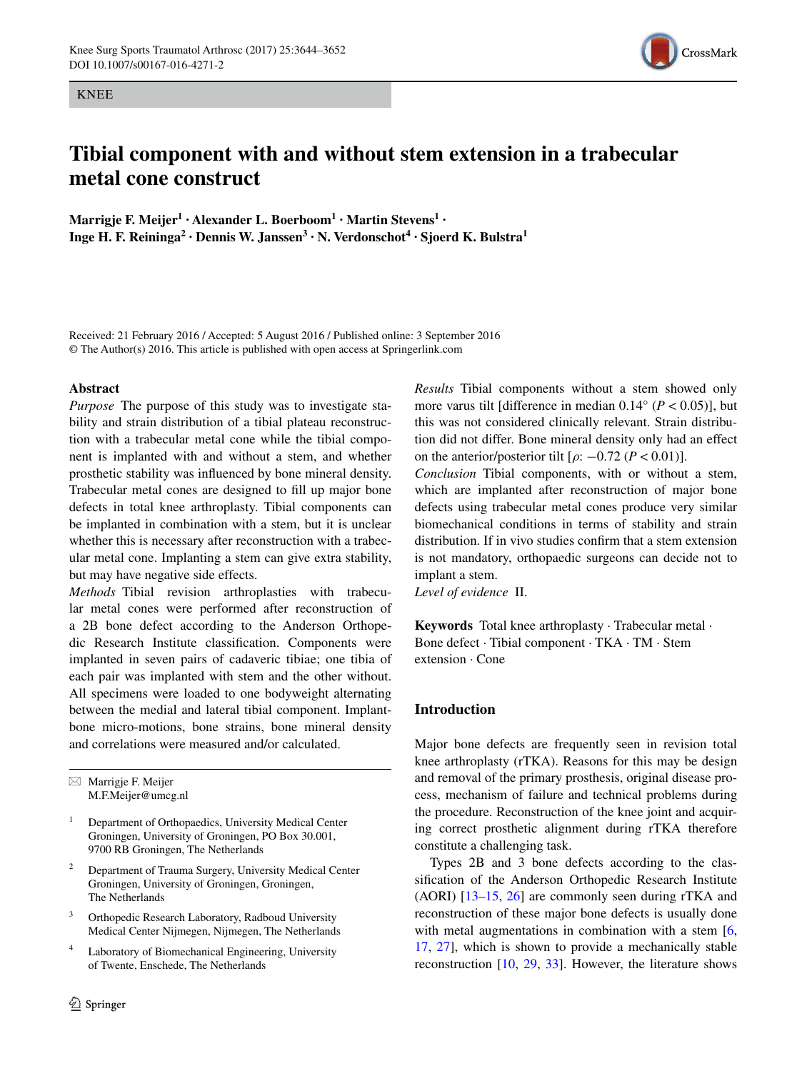KNEE

# Tibial component with and without stem extension in a trabecular metal cone construct

**Marrigje F. Meijer[1] · Alexander L. Boerboom[1] · Martin Stevens[1] · Inge H. F. Reininga[2] · Dennis W. Janssen[3] · N. Verdonschot[4] · Sjoerd K. Bulstra[1]**

Received: 21 February 2016 / Accepted: 5 August 2016 / Published online: 3 September 2016
© The Author(s) 2016. This article is published with open access at Springerlink.com

## Abstract

*Purpose* The purpose of this study was to investigate stability and strain distribution of a tibial plateau reconstruction with a trabecular metal cone while the tibial component is implanted with and without a stem, and whether prosthetic stability was influenced by bone mineral density. Trabecular metal cones are designed to fill up major bone defects in total knee arthroplasty. Tibial components can be implanted in combination with a stem, but it is unclear whether this is necessary after reconstruction with a trabecular metal cone. Implanting a stem can give extra stability, but may have negative side effects.

*Methods* Tibial revision arthroplasties with trabecular metal cones were performed after reconstruction of a 2B bone defect according to the Anderson Orthopedic Research Institute classification. Components were implanted in seven pairs of cadaveric tibiae; one tibia of each pair was implanted with stem and the other without. All specimens were loaded to one bodyweight alternating between the medial and lateral tibial component. Implant-bone micro-motions, bone strains, bone mineral density and correlations were measured and/or calculated.

*Results* Tibial components without a stem showed only more varus tilt [difference in median 0.14° ($P < 0.05$)], but this was not considered clinically relevant. Strain distribution did not differ. Bone mineral density only had an effect on the anterior/posterior tilt [$\rho$: −0.72 ($P < 0.01$)].

*Conclusion* Tibial components, with or without a stem, which are implanted after reconstruction of major bone defects using trabecular metal cones produce very similar biomechanical conditions in terms of stability and strain distribution. If in vivo studies confirm that a stem extension is not mandatory, orthopaedic surgeons can decide not to implant a stem.

*Level of evidence* II.

**Keywords** Total knee arthroplasty · Trabecular metal · Bone defect · Tibial component · TKA · TM · Stem extension · Cone

✉ Marrigje F. Meijer
M.F.Meijer@umcg.nl

[1] Department of Orthopaedics, University Medical Center Groningen, University of Groningen, PO Box 30.001, 9700 RB Groningen, The Netherlands

[2] Department of Trauma Surgery, University Medical Center Groningen, University of Groningen, Groningen, The Netherlands

[3] Orthopedic Research Laboratory, Radboud University Medical Center Nijmegen, Nijmegen, The Netherlands

[4] Laboratory of Biomechanical Engineering, University of Twente, Enschede, The Netherlands

## Introduction

Major bone defects are frequently seen in revision total knee arthroplasty (rTKA). Reasons for this may be design and removal of the primary prosthesis, original disease process, mechanism of failure and technical problems during the procedure. Reconstruction of the knee joint and acquiring correct prosthetic alignment during rTKA therefore constitute a challenging task.

Types 2B and 3 bone defects according to the classification of the Anderson Orthopedic Research Institute (AORI) [13–15, 26] are commonly seen during rTKA and reconstruction of these major bone defects is usually done with metal augmentations in combination with a stem [6, 17, 27], which is shown to provide a mechanically stable reconstruction [10, 29, 33]. However, the literature shows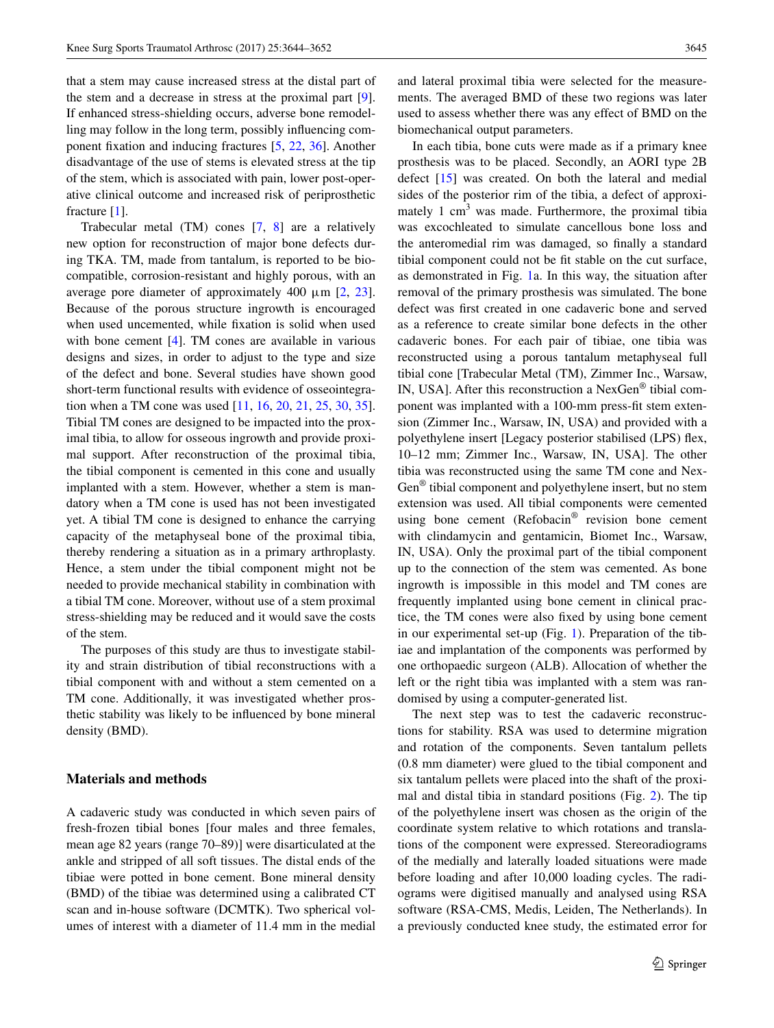that a stem may cause increased stress at the distal part of the stem and a decrease in stress at the proximal part [9]. If enhanced stress-shielding occurs, adverse bone remodelling may follow in the long term, possibly influencing component fixation and inducing fractures [5, 22, 36]. Another disadvantage of the use of stems is elevated stress at the tip of the stem, which is associated with pain, lower post-operative clinical outcome and increased risk of periprosthetic fracture [1].

Trabecular metal (TM) cones [7, 8] are a relatively new option for reconstruction of major bone defects during TKA. TM, made from tantalum, is reported to be biocompatible, corrosion-resistant and highly porous, with an average pore diameter of approximately 400 µm [2, 23]. Because of the porous structure ingrowth is encouraged when used uncemented, while fixation is solid when used with bone cement [4]. TM cones are available in various designs and sizes, in order to adjust to the type and size of the defect and bone. Several studies have shown good short-term functional results with evidence of osseointegration when a TM cone was used [11, 16, 20, 21, 25, 30, 35]. Tibial TM cones are designed to be impacted into the proximal tibia, to allow for osseous ingrowth and provide proximal support. After reconstruction of the proximal tibia, the tibial component is cemented in this cone and usually implanted with a stem. However, whether a stem is mandatory when a TM cone is used has not been investigated yet. A tibial TM cone is designed to enhance the carrying capacity of the metaphyseal bone of the proximal tibia, thereby rendering a situation as in a primary arthroplasty. Hence, a stem under the tibial component might not be needed to provide mechanical stability in combination with a tibial TM cone. Moreover, without use of a stem proximal stress-shielding may be reduced and it would save the costs of the stem.

The purposes of this study are thus to investigate stability and strain distribution of tibial reconstructions with a tibial component with and without a stem cemented on a TM cone. Additionally, it was investigated whether prosthetic stability was likely to be influenced by bone mineral density (BMD).

## Materials and methods

A cadaveric study was conducted in which seven pairs of fresh-frozen tibial bones [four males and three females, mean age 82 years (range 70–89)] were disarticulated at the ankle and stripped of all soft tissues. The distal ends of the tibiae were potted in bone cement. Bone mineral density (BMD) of the tibiae was determined using a calibrated CT scan and in-house software (DCMTK). Two spherical volumes of interest with a diameter of 11.4 mm in the medial and lateral proximal tibia were selected for the measurements. The averaged BMD of these two regions was later used to assess whether there was any effect of BMD on the biomechanical output parameters.

In each tibia, bone cuts were made as if a primary knee prosthesis was to be placed. Secondly, an AORI type 2B defect [15] was created. On both the lateral and medial sides of the posterior rim of the tibia, a defect of approximately 1 cm$^3$ was made. Furthermore, the proximal tibia was excochleated to simulate cancellous bone loss and the anteromedial rim was damaged, so finally a standard tibial component could not be fit stable on the cut surface, as demonstrated in Fig. 1a. In this way, the situation after removal of the primary prosthesis was simulated. The bone defect was first created in one cadaveric bone and served as a reference to create similar bone defects in the other cadaveric bones. For each pair of tibiae, one tibia was reconstructed using a porous tantalum metaphyseal full tibial cone [Trabecular Metal (TM), Zimmer Inc., Warsaw, IN, USA]. After this reconstruction a NexGen® tibial component was implanted with a 100-mm press-fit stem extension (Zimmer Inc., Warsaw, IN, USA) and provided with a polyethylene insert [Legacy posterior stabilised (LPS) flex, 10–12 mm; Zimmer Inc., Warsaw, IN, USA]. The other tibia was reconstructed using the same TM cone and NexGen® tibial component and polyethylene insert, but no stem extension was used. All tibial components were cemented using bone cement (Refobacin® revision bone cement with clindamycin and gentamicin, Biomet Inc., Warsaw, IN, USA). Only the proximal part of the tibial component up to the connection of the stem was cemented. As bone ingrowth is impossible in this model and TM cones are frequently implanted using bone cement in clinical practice, the TM cones were also fixed by using bone cement in our experimental set-up (Fig. 1). Preparation of the tibiae and implantation of the components was performed by one orthopaedic surgeon (ALB). Allocation of whether the left or the right tibia was implanted with a stem was randomised by using a computer-generated list.

The next step was to test the cadaveric reconstructions for stability. RSA was used to determine migration and rotation of the components. Seven tantalum pellets (0.8 mm diameter) were glued to the tibial component and six tantalum pellets were placed into the shaft of the proximal and distal tibia in standard positions (Fig. 2). The tip of the polyethylene insert was chosen as the origin of the coordinate system relative to which rotations and translations of the component were expressed. Stereoradiograms of the medially and laterally loaded situations were made before loading and after 10,000 loading cycles. The radiograms were digitised manually and analysed using RSA software (RSA-CMS, Medis, Leiden, The Netherlands). In a previously conducted knee study, the estimated error for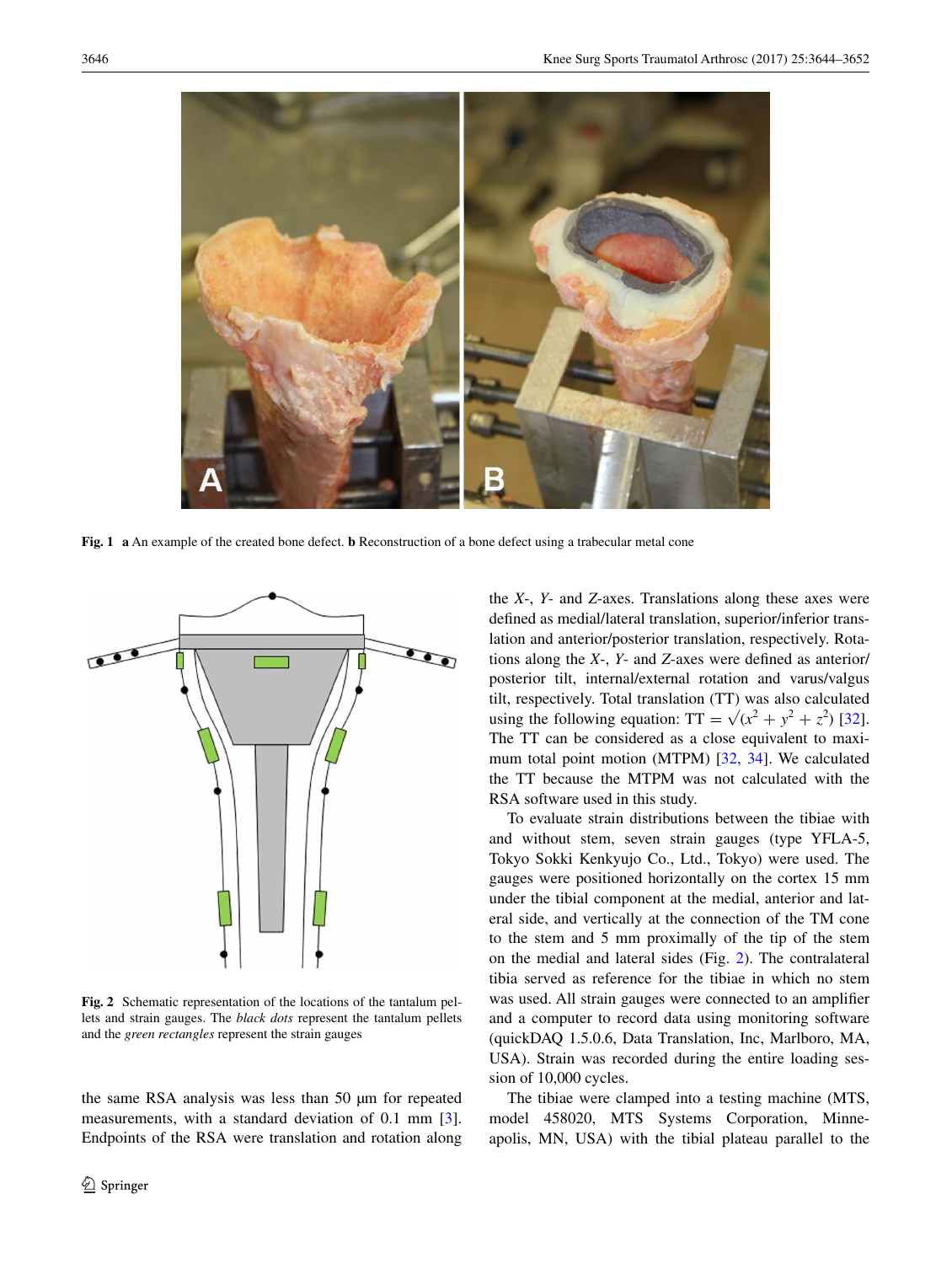**Fig. 1** **a** An example of the created bone defect. **b** Reconstruction of a bone defect using a trabecular metal cone

**Fig. 2** Schematic representation of the locations of the tantalum pellets and strain gauges. The *black dots* represent the tantalum pellets and the *green rectangles* represent the strain gauges

the same RSA analysis was less than 50 µm for repeated measurements, with a standard deviation of 0.1 mm [3]. Endpoints of the RSA were translation and rotation along the *X*-, *Y*- and *Z*-axes. Translations along these axes were defined as medial/lateral translation, superior/inferior translation and anterior/posterior translation, respectively. Rotations along the *X*-, *Y*- and *Z*-axes were defined as anterior/posterior tilt, internal/external rotation and varus/valgus tilt, respectively. Total translation (TT) was also calculated using the following equation: $\mathrm{TT} = \sqrt{(x^2 + y^2 + z^2)}$ [32]. The TT can be considered as a close equivalent to maximum total point motion (MTPM) [32, 34]. We calculated the TT because the MTPM was not calculated with the RSA software used in this study.

To evaluate strain distributions between the tibiae with and without stem, seven strain gauges (type YFLA-5, Tokyo Sokki Kenkyujo Co., Ltd., Tokyo) were used. The gauges were positioned horizontally on the cortex 15 mm under the tibial component at the medial, anterior and lateral side, and vertically at the connection of the TM cone to the stem and 5 mm proximally of the tip of the stem on the medial and lateral sides (Fig. 2). The contralateral tibia served as reference for the tibiae in which no stem was used. All strain gauges were connected to an amplifier and a computer to record data using monitoring software (quickDAQ 1.5.0.6, Data Translation, Inc, Marlboro, MA, USA). Strain was recorded during the entire loading session of 10,000 cycles.

The tibiae were clamped into a testing machine (MTS, model 458020, MTS Systems Corporation, Minneapolis, MN, USA) with the tibial plateau parallel to the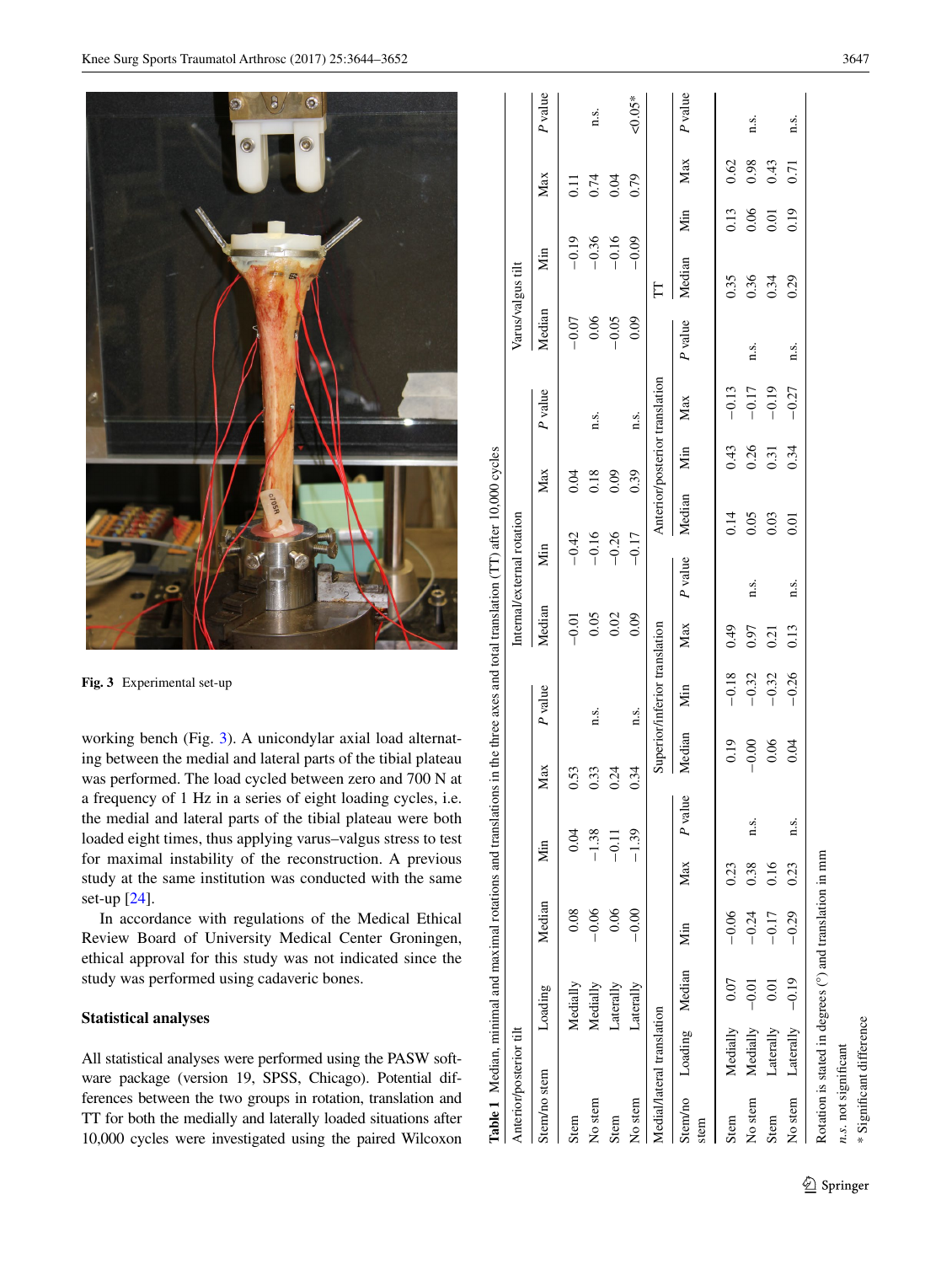Fig. 3 Experimental set-up

working bench (Fig. 3). A unicondylar axial load alternating between the medial and lateral parts of the tibial plateau was performed. The load cycled between zero and 700 N at a frequency of 1 Hz in a series of eight loading cycles, i.e. the medial and lateral parts of the tibial plateau were both loaded eight times, thus applying varus–valgus stress to test for maximal instability of the reconstruction. A previous study at the same institution was conducted with the same set-up [24].

In accordance with regulations of the Medical Ethical Review Board of University Medical Center Groningen, ethical approval for this study was not indicated since the study was performed using cadaveric bones.

**Statistical analyses**

All statistical analyses were performed using the PASW software package (version 19, SPSS, Chicago). Potential differences between the two groups in rotation, translation and TT for both the medially and laterally loaded situations after 10,000 cycles were investigated using the paired Wilcoxon

**Table 1** Median, minimal and maximal rotations and translations in the three axes and total translation (TT) after 10,000 cycles

| | | Anterior/posterior tilt | | | | Internal/external rotation | | | | Varus/valgus tilt | | | |
|---|---|---|---|---|---|---|---|---|---|---|---|---|---|
| Stem/no stem | Loading | Median | Min | Max | P value | Median | Min | Max | P value | Median | Min | Max | P value |
| Stem | Medially | 0.08 | 0.04 | 0.53 | | −0.01 | −0.42 | 0.04 | | −0.07 | −0.19 | 0.11 | |
| No stem | Medially | −0.06 | −1.38 | 0.33 | n.s. | 0.05 | −0.16 | 0.18 | n.s. | 0.06 | −0.36 | 0.74 | n.s. |
| Stem | Laterally | 0.06 | −0.11 | 0.24 | | 0.02 | −0.26 | 0.09 | | −0.05 | −0.16 | 0.04 | |
| No stem | Laterally | −0.00 | −1.39 | 0.34 | n.s. | 0.09 | −0.17 | 0.39 | n.s. | 0.09 | −0.09 | 0.79 | <0.05* |

| | | Medial/lateral translation | | | | Superior/inferior translation | | | | Anterior/posterior translation | | | | TT | | | |
|---|---|---|---|---|---|---|---|---|---|---|---|---|---|---|---|---|---|
| Stem/no stem | Loading | Median | Min | Max | P value | Median | Min | Max | P value | Median | Min | Max | P value | Median | Min | Max | P value |
| Stem | Medially | 0.07 | −0.06 | 0.23 | | 0.19 | −0.18 | 0.49 | | 0.14 | 0.43 | −0.13 | | 0.35 | 0.13 | 0.62 | |
| No stem | Medially | −0.01 | −0.24 | 0.38 | n.s. | −0.00 | −0.32 | 0.97 | n.s. | 0.05 | 0.26 | −0.17 | n.s. | 0.36 | 0.06 | 0.98 | n.s. |
| Stem | Laterally | 0.01 | −0.17 | 0.16 | | 0.06 | −0.32 | 0.21 | | 0.03 | 0.31 | −0.19 | | 0.34 | 0.01 | 0.43 | |
| No stem | Laterally | −0.19 | −0.29 | 0.23 | n.s. | 0.04 | −0.26 | 0.13 | n.s. | 0.01 | 0.34 | −0.27 | n.s. | 0.29 | 0.19 | 0.71 | n.s. |

Rotation is stated in degrees (°) and translation in mm

*n.s.* not significant

\* Significant difference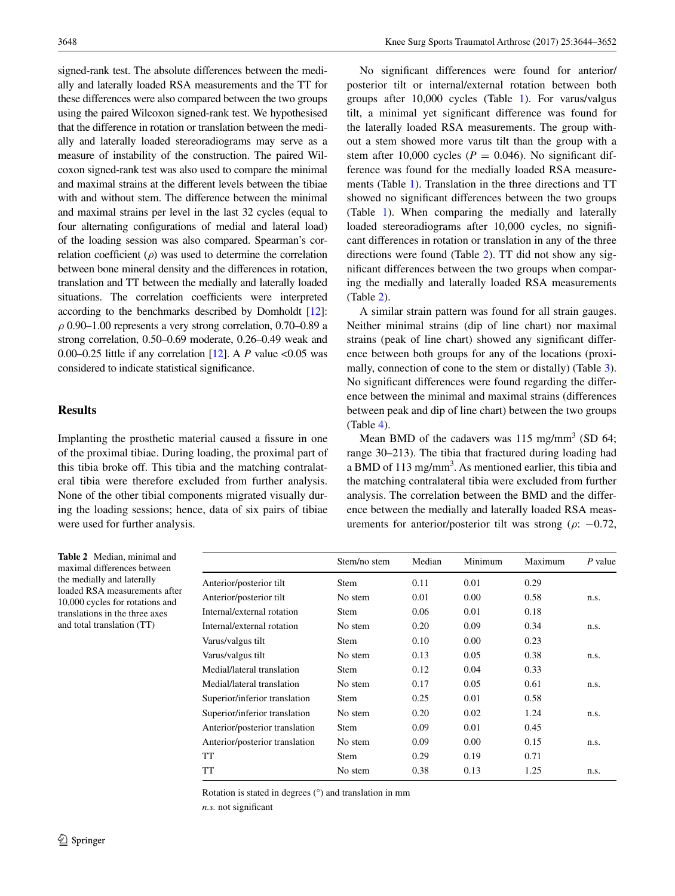signed-rank test. The absolute differences between the medially and laterally loaded RSA measurements and the TT for these differences were also compared between the two groups using the paired Wilcoxon signed-rank test. We hypothesised that the difference in rotation or translation between the medially and laterally loaded stereoradiograms may serve as a measure of instability of the construction. The paired Wilcoxon signed-rank test was also used to compare the minimal and maximal strains at the different levels between the tibiae with and without stem. The difference between the minimal and maximal strains per level in the last 32 cycles (equal to four alternating configurations of medial and lateral load) of the loading session was also compared. Spearman's correlation coefficient ($\rho$) was used to determine the correlation between bone mineral density and the differences in rotation, translation and TT between the medially and laterally loaded situations. The correlation coefficients were interpreted according to the benchmarks described by Domholdt [12]: $\rho$ 0.90–1.00 represents a very strong correlation, 0.70–0.89 a strong correlation, 0.50–0.69 moderate, 0.26–0.49 weak and 0.00–0.25 little if any correlation [12]. A $P$ value <0.05 was considered to indicate statistical significance.

## Results

Implanting the prosthetic material caused a fissure in one of the proximal tibiae. During loading, the proximal part of this tibia broke off. This tibia and the matching contralateral tibia were therefore excluded from further analysis. None of the other tibial components migrated visually during the loading sessions; hence, data of six pairs of tibiae were used for further analysis.

No significant differences were found for anterior/posterior tilt or internal/external rotation between both groups after 10,000 cycles (Table 1). For varus/valgus tilt, a minimal yet significant difference was found for the laterally loaded RSA measurements. The group without a stem showed more varus tilt than the group with a stem after 10,000 cycles ($P = 0.046$). No significant difference was found for the medially loaded RSA measurements (Table 1). Translation in the three directions and TT showed no significant differences between the two groups (Table 1). When comparing the medially and laterally loaded stereoradiograms after 10,000 cycles, no significant differences in rotation or translation in any of the three directions were found (Table 2). TT did not show any significant differences between the two groups when comparing the medially and laterally loaded RSA measurements (Table 2).

A similar strain pattern was found for all strain gauges. Neither minimal strains (dip of line chart) nor maximal strains (peak of line chart) showed any significant difference between both groups for any of the locations (proximally, connection of cone to the stem or distally) (Table 3). No significant differences were found regarding the difference between the minimal and maximal strains (differences between peak and dip of line chart) between the two groups (Table 4).

Mean BMD of the cadavers was 115 mg/mm$^3$ (SD 64; range 30–213). The tibia that fractured during loading had a BMD of 113 mg/mm$^3$. As mentioned earlier, this tibia and the matching contralateral tibia were excluded from further analysis. The correlation between the BMD and the difference between the medially and laterally loaded RSA measurements for anterior/posterior tilt was strong ($\rho$: −0.72,

**Table 2** Median, minimal and maximal differences between the medially and laterally loaded RSA measurements after 10,000 cycles for rotations and translations in the three axes and total translation (TT)

| | Stem/no stem | Median | Minimum | Maximum | $P$ value |
|---|---|---|---|---|---|
| Anterior/posterior tilt | Stem | 0.11 | 0.01 | 0.29 | |
| Anterior/posterior tilt | No stem | 0.01 | 0.00 | 0.58 | n.s. |
| Internal/external rotation | Stem | 0.06 | 0.01 | 0.18 | |
| Internal/external rotation | No stem | 0.20 | 0.09 | 0.34 | n.s. |
| Varus/valgus tilt | Stem | 0.10 | 0.00 | 0.23 | |
| Varus/valgus tilt | No stem | 0.13 | 0.05 | 0.38 | n.s. |
| Medial/lateral translation | Stem | 0.12 | 0.04 | 0.33 | |
| Medial/lateral translation | No stem | 0.17 | 0.05 | 0.61 | n.s. |
| Superior/inferior translation | Stem | 0.25 | 0.01 | 0.58 | |
| Superior/inferior translation | No stem | 0.20 | 0.02 | 1.24 | n.s. |
| Anterior/posterior translation | Stem | 0.09 | 0.01 | 0.45 | |
| Anterior/posterior translation | No stem | 0.09 | 0.00 | 0.15 | n.s. |
| TT | Stem | 0.29 | 0.19 | 0.71 | |
| TT | No stem | 0.38 | 0.13 | 1.25 | n.s. |

Rotation is stated in degrees (°) and translation in mm

*n.s.* not significant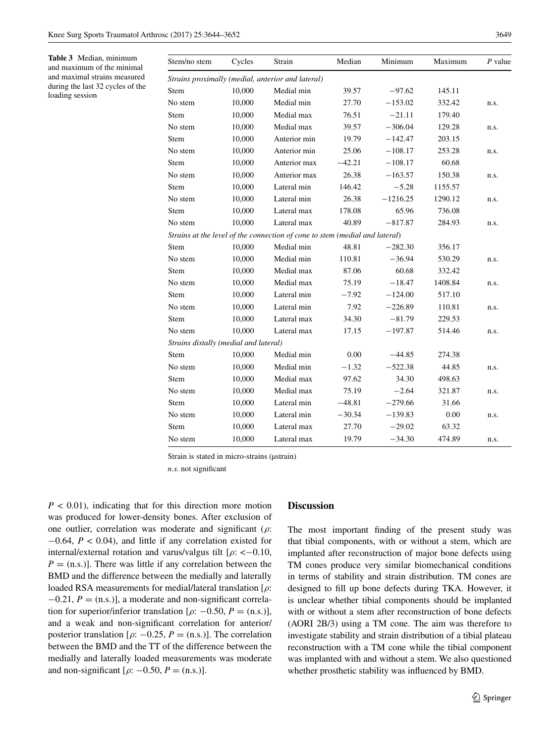**Table 3** Median, minimum and maximum of the minimal and maximal strains measured during the last 32 cycles of the loading session

| Stem/no stem | Cycles | Strain | Median | Minimum | Maximum | P value |
|---|---|---|---|---|---|---|
| *Strains proximally (medial, anterior and lateral)* | | | | | | |
| Stem | 10,000 | Medial min | 39.57 | −97.62 | 145.11 | |
| No stem | 10,000 | Medial min | 27.70 | −153.02 | 332.42 | n.s. |
| Stem | 10,000 | Medial max | 76.51 | −21.11 | 179.40 | |
| No stem | 10,000 | Medial max | 39.57 | −306.04 | 129.28 | n.s. |
| Stem | 10,000 | Anterior min | 19.79 | −142.47 | 203.15 | |
| No stem | 10,000 | Anterior min | 25.06 | −108.17 | 253.28 | n.s. |
| Stem | 10,000 | Anterior max | −42.21 | −108.17 | 60.68 | |
| No stem | 10,000 | Anterior max | 26.38 | −163.57 | 150.38 | n.s. |
| Stem | 10,000 | Lateral min | 146.42 | −5.28 | 1155.57 | |
| No stem | 10,000 | Lateral min | 26.38 | −1216.25 | 1290.12 | n.s. |
| Stem | 10,000 | Lateral max | 178.08 | 65.96 | 736.08 | |
| No stem | 10,000 | Lateral max | 40.89 | −817.87 | 284.93 | n.s. |
| *Strains at the level of the connection of cone to stem (medial and lateral)* | | | | | | |
| Stem | 10,000 | Medial min | 48.81 | −282.30 | 356.17 | |
| No stem | 10,000 | Medial min | 110.81 | −36.94 | 530.29 | n.s. |
| Stem | 10,000 | Medial max | 87.06 | 60.68 | 332.42 | |
| No stem | 10,000 | Medial max | 75.19 | −18.47 | 1408.84 | n.s. |
| Stem | 10,000 | Lateral min | −7.92 | −124.00 | 517.10 | |
| No stem | 10,000 | Lateral min | 7.92 | −226.89 | 110.81 | n.s. |
| Stem | 10,000 | Lateral max | 34.30 | −81.79 | 229.53 | |
| No stem | 10,000 | Lateral max | 17.15 | −197.87 | 514.46 | n.s. |
| *Strains distally (medial and lateral)* | | | | | | |
| Stem | 10,000 | Medial min | 0.00 | −44.85 | 274.38 | |
| No stem | 10,000 | Medial min | −1.32 | −522.38 | 44.85 | n.s. |
| Stem | 10,000 | Medial max | 97.62 | 34.30 | 498.63 | |
| No stem | 10,000 | Medial max | 75.19 | −2.64 | 321.87 | n.s. |
| Stem | 10,000 | Lateral min | −48.81 | −279.66 | 31.66 | |
| No stem | 10,000 | Lateral min | −30.34 | −139.83 | 0.00 | n.s. |
| Stem | 10,000 | Lateral max | 27.70 | −29.02 | 63.32 | |
| No stem | 10,000 | Lateral max | 19.79 | −34.30 | 474.89 | n.s. |

Strain is stated in micro-strains (µstrain)

*n.s.* not significant

$P < 0.01$), indicating that for this direction more motion was produced for lower-density bones. After exclusion of one outlier, correlation was moderate and significant ($\rho$: $-0.64$, $P < 0.04$), and little if any correlation existed for internal/external rotation and varus/valgus tilt [$\rho$: $<-0.10$, $P =$ (n.s.)]. There was little if any correlation between the BMD and the difference between the medially and laterally loaded RSA measurements for medial/lateral translation [$\rho$: $-0.21$, $P =$ (n.s.)], a moderate and non-significant correlation for superior/inferior translation [$\rho$: $-0.50$, $P =$ (n.s.)], and a weak and non-significant correlation for anterior/posterior translation [$\rho$: $-0.25$, $P =$ (n.s.)]. The correlation between the BMD and the TT of the difference between the medially and laterally loaded measurements was moderate and non-significant [$\rho$: $-0.50$, $P =$ (n.s.)].

## Discussion

The most important finding of the present study was that tibial components, with or without a stem, which are implanted after reconstruction of major bone defects using TM cones produce very similar biomechanical conditions in terms of stability and strain distribution. TM cones are designed to fill up bone defects during TKA. However, it is unclear whether tibial components should be implanted with or without a stem after reconstruction of bone defects (AORI 2B/3) using a TM cone. The aim was therefore to investigate stability and strain distribution of a tibial plateau reconstruction with a TM cone while the tibial component was implanted with and without a stem. We also questioned whether prosthetic stability was influenced by BMD.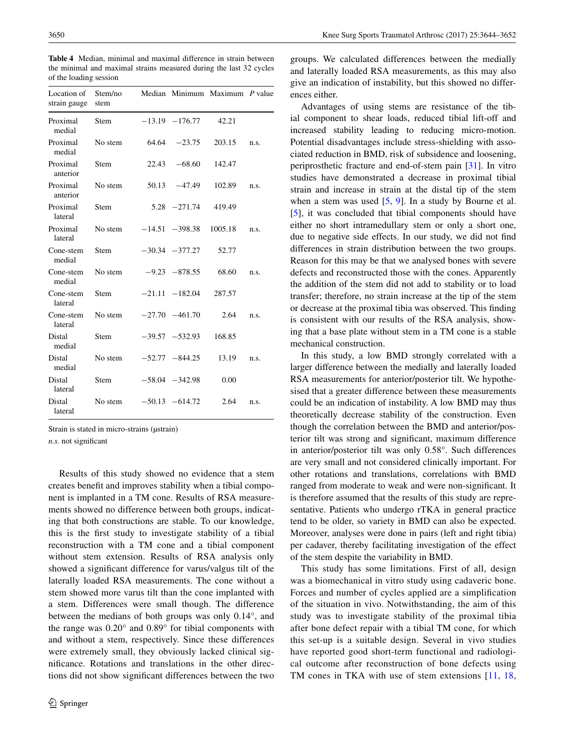**Table 4** Median, minimal and maximal difference in strain between the minimal and maximal strains measured during the last 32 cycles of the loading session

| Location of strain gauge | Stem/no stem | Median | Minimum | Maximum | P value |
|---|---|---|---|---|---|
| Proximal medial | Stem | −13.19 | −176.77 | 42.21 | |
| Proximal medial | No stem | 64.64 | −23.75 | 203.15 | n.s. |
| Proximal anterior | Stem | 22.43 | −68.60 | 142.47 | |
| Proximal anterior | No stem | 50.13 | −47.49 | 102.89 | n.s. |
| Proximal lateral | Stem | 5.28 | −271.74 | 419.49 | |
| Proximal lateral | No stem | −14.51 | −398.38 | 1005.18 | n.s. |
| Cone-stem medial | Stem | −30.34 | −377.27 | 52.77 | |
| Cone-stem medial | No stem | −9.23 | −878.55 | 68.60 | n.s. |
| Cone-stem lateral | Stem | −21.11 | −182.04 | 287.57 | |
| Cone-stem lateral | No stem | −27.70 | −461.70 | 2.64 | n.s. |
| Distal medial | Stem | −39.57 | −532.93 | 168.85 | |
| Distal medial | No stem | −52.77 | −844.25 | 13.19 | n.s. |
| Distal lateral | Stem | −58.04 | −342.98 | 0.00 | |
| Distal lateral | No stem | −50.13 | −614.72 | 2.64 | n.s. |

Strain is stated in micro-strains (μstrain)

*n.s.* not significant

Results of this study showed no evidence that a stem creates benefit and improves stability when a tibial component is implanted in a TM cone. Results of RSA measurements showed no difference between both groups, indicating that both constructions are stable. To our knowledge, this is the first study to investigate stability of a tibial reconstruction with a TM cone and a tibial component without stem extension. Results of RSA analysis only showed a significant difference for varus/valgus tilt of the laterally loaded RSA measurements. The cone without a stem showed more varus tilt than the cone implanted with a stem. Differences were small though. The difference between the medians of both groups was only 0.14°, and the range was 0.20° and 0.89° for tibial components with and without a stem, respectively. Since these differences were extremely small, they obviously lacked clinical significance. Rotations and translations in the other directions did not show significant differences between the two groups. We calculated differences between the medially and laterally loaded RSA measurements, as this may also give an indication of instability, but this showed no differences either.

Advantages of using stems are resistance of the tibial component to shear loads, reduced tibial lift-off and increased stability leading to reducing micro-motion. Potential disadvantages include stress-shielding with associated reduction in BMD, risk of subsidence and loosening, periprosthetic fracture and end-of-stem pain [31]. In vitro studies have demonstrated a decrease in proximal tibial strain and increase in strain at the distal tip of the stem when a stem was used [5, 9]. In a study by Bourne et al. [5], it was concluded that tibial components should have either no short intramedullary stem or only a short one, due to negative side effects. In our study, we did not find differences in strain distribution between the two groups. Reason for this may be that we analysed bones with severe defects and reconstructed those with the cones. Apparently the addition of the stem did not add to stability or to load transfer; therefore, no strain increase at the tip of the stem or decrease at the proximal tibia was observed. This finding is consistent with our results of the RSA analysis, showing that a base plate without stem in a TM cone is a stable mechanical construction.

In this study, a low BMD strongly correlated with a larger difference between the medially and laterally loaded RSA measurements for anterior/posterior tilt. We hypothesised that a greater difference between these measurements could be an indication of instability. A low BMD may thus theoretically decrease stability of the construction. Even though the correlation between the BMD and anterior/posterior tilt was strong and significant, maximum difference in anterior/posterior tilt was only 0.58°. Such differences are very small and not considered clinically important. For other rotations and translations, correlations with BMD ranged from moderate to weak and were non-significant. It is therefore assumed that the results of this study are representative. Patients who undergo rTKA in general practice tend to be older, so variety in BMD can also be expected. Moreover, analyses were done in pairs (left and right tibia) per cadaver, thereby facilitating investigation of the effect of the stem despite the variability in BMD.

This study has some limitations. First of all, design was a biomechanical in vitro study using cadaveric bone. Forces and number of cycles applied are a simplification of the situation in vivo. Notwithstanding, the aim of this study was to investigate stability of the proximal tibia after bone defect repair with a tibial TM cone, for which this set-up is a suitable design. Several in vivo studies have reported good short-term functional and radiological outcome after reconstruction of bone defects using TM cones in TKA with use of stem extensions [11, 18,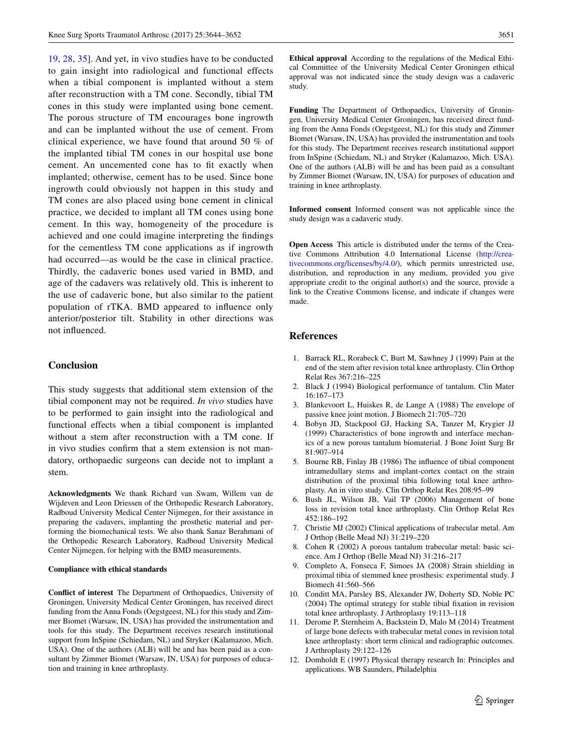19, 28, 35]. And yet, in vivo studies have to be conducted to gain insight into radiological and functional effects when a tibial component is implanted without a stem after reconstruction with a TM cone. Secondly, tibial TM cones in this study were implanted using bone cement. The porous structure of TM encourages bone ingrowth and can be implanted without the use of cement. From clinical experience, we have found that around 50 % of the implanted tibial TM cones in our hospital use bone cement. An uncemented cone has to fit exactly when implanted; otherwise, cement has to be used. Since bone ingrowth could obviously not happen in this study and TM cones are also placed using bone cement in clinical practice, we decided to implant all TM cones using bone cement. In this way, homogeneity of the procedure is achieved and one could imagine interpreting the findings for the cementless TM cone applications as if ingrowth had occurred—as would be the case in clinical practice. Thirdly, the cadaveric bones used varied in BMD, and age of the cadavers was relatively old. This is inherent to the use of cadaveric bone, but also similar to the patient population of rTKA. BMD appeared to influence only anterior/posterior tilt. Stability in other directions was not influenced.

## Conclusion

This study suggests that additional stem extension of the tibial component may not be required. *In vivo* studies have to be performed to gain insight into the radiological and functional effects when a tibial component is implanted without a stem after reconstruction with a TM cone. If in vivo studies confirm that a stem extension is not mandatory, orthopaedic surgeons can decide not to implant a stem.

**Acknowledgments** We thank Richard van Swam, Willem van de Wijdeven and Leon Driessen of the Orthopedic Research Laboratory, Radboud University Medical Center Nijmegen, for their assistance in preparing the cadavers, implanting the prosthetic material and performing the biomechanical tests. We also thank Sanaz Berahmani of the Orthopedic Research Laboratory, Radboud University Medical Center Nijmegen, for helping with the BMD measurements.

### Compliance with ethical standards

**Conflict of interest** The Department of Orthopaedics, University of Groningen, University Medical Center Groningen, has received direct funding from the Anna Fonds (Oegstgeest, NL) for this study and Zimmer Biomet (Warsaw, IN, USA) has provided the instrumentation and tools for this study. The Department receives research institutional support from InSpine (Schiedam, NL) and Stryker (Kalamazoo, Mich. USA). One of the authors (ALB) will be and has been paid as a consultant by Zimmer Biomet (Warsaw, IN, USA) for purposes of education and training in knee arthroplasty.

**Ethical approval** According to the regulations of the Medical Ethical Committee of the University Medical Center Groningen ethical approval was not indicated since the study design was a cadaveric study.

**Funding** The Department of Orthopaedics, University of Groningen, University Medical Center Groningen, has received direct funding from the Anna Fonds (Oegstgeest, NL) for this study and Zimmer Biomet (Warsaw, IN, USA) has provided the instrumentation and tools for this study. The Department receives research institutional support from InSpine (Schiedam, NL) and Stryker (Kalamazoo, Mich. USA). One of the authors (ALB) will be and has been paid as a consultant by Zimmer Biomet (Warsaw, IN, USA) for purposes of education and training in knee arthroplasty.

**Informed consent** Informed consent was not applicable since the study design was a cadaveric study.

**Open Access** This article is distributed under the terms of the Creative Commons Attribution 4.0 International License (http://creativecommons.org/licenses/by/4.0/), which permits unrestricted use, distribution, and reproduction in any medium, provided you give appropriate credit to the original author(s) and the source, provide a link to the Creative Commons license, and indicate if changes were made.

## References

1. Barrack RL, Rorabeck C, Burt M, Sawhney J (1999) Pain at the end of the stem after revision total knee arthroplasty. Clin Orthop Relat Res 367:216–225
2. Black J (1994) Biological performance of tantalum. Clin Mater 16:167–173
3. Blankevoort L, Huiskes R, de Lange A (1988) The envelope of passive knee joint motion. J Biomech 21:705–720
4. Bobyn JD, Stackpool GJ, Hacking SA, Tanzer M, Krygier JJ (1999) Characteristics of bone ingrowth and interface mechanics of a new porous tantalum biomaterial. J Bone Joint Surg Br 81:907–914
5. Bourne RB, Finlay JB (1986) The influence of tibial component intramedullary stems and implant-cortex contact on the strain distribution of the proximal tibia following total knee arthroplasty. An in vitro study. Clin Orthop Relat Res 208:95–99
6. Bush JL, Wilson JB, Vail TP (2006) Management of bone loss in revision total knee arthroplasty. Clin Orthop Relat Res 452:186–192
7. Christie MJ (2002) Clinical applications of trabecular metal. Am J Orthop (Belle Mead NJ) 31:219–220
8. Cohen R (2002) A porous tantalum trabecular metal: basic science. Am J Orthop (Belle Mead NJ) 31:216–217
9. Completo A, Fonseca F, Simoes JA (2008) Strain shielding in proximal tibia of stemmed knee prosthesis: experimental study. J Biomech 41:560–566
10. Conditt MA, Parsley BS, Alexander JW, Doherty SD, Noble PC (2004) The optimal strategy for stable tibial fixation in revision total knee arthroplasty. J Arthroplasty 19:113–118
11. Derome P, Sternheim A, Backstein D, Malo M (2014) Treatment of large bone defects with trabecular metal cones in revision total knee arthroplasty: short term clinical and radiographic outcomes. J Arthroplasty 29:122–126
12. Domholdt E (1997) Physical therapy research In: Principles and applications. WB Saunders, Philadelphia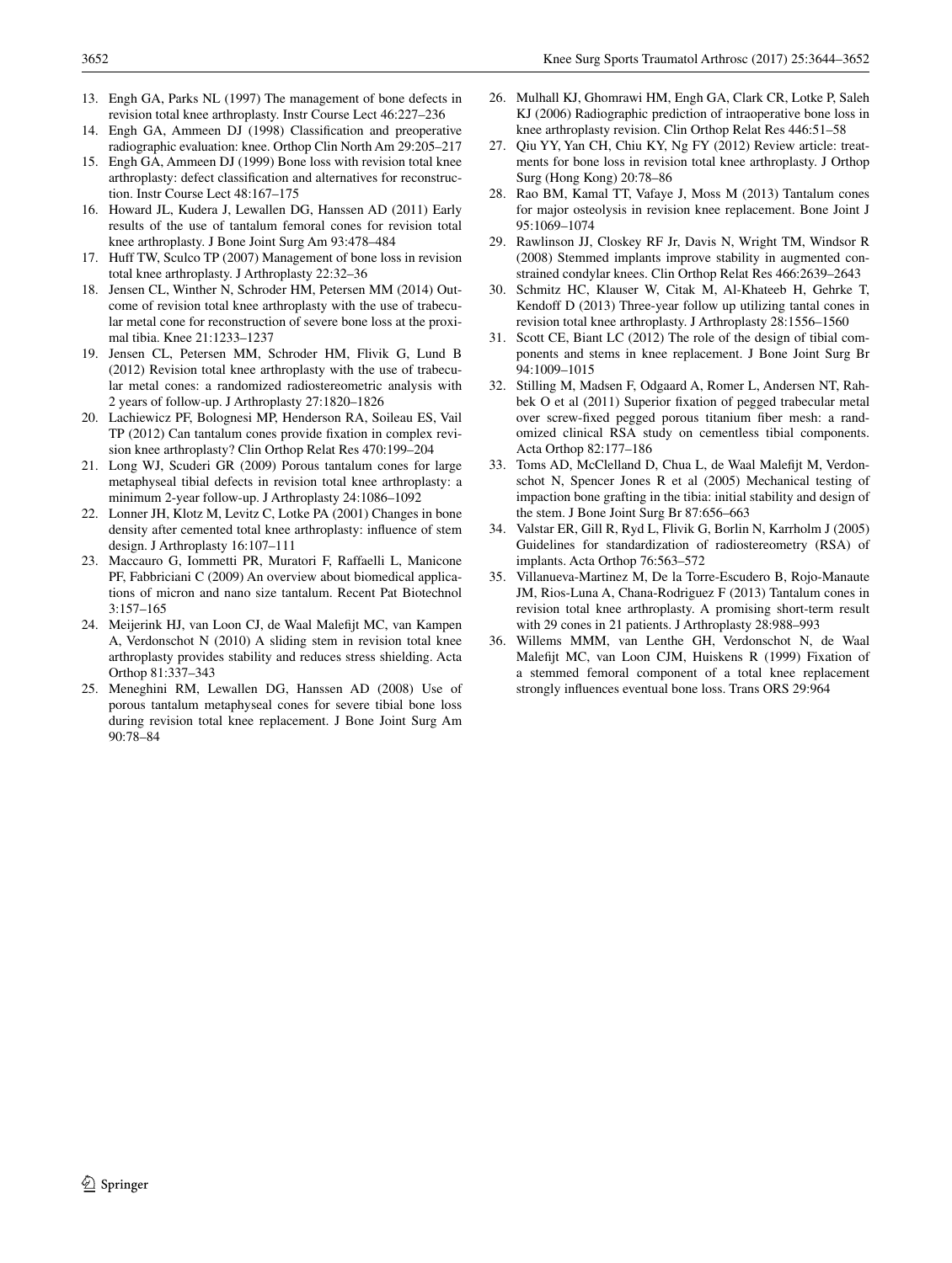13. Engh GA, Parks NL (1997) The management of bone defects in revision total knee arthroplasty. Instr Course Lect 46:227–236
14. Engh GA, Ammeen DJ (1998) Classification and preoperative radiographic evaluation: knee. Orthop Clin North Am 29:205–217
15. Engh GA, Ammeen DJ (1999) Bone loss with revision total knee arthroplasty: defect classification and alternatives for reconstruction. Instr Course Lect 48:167–175
16. Howard JL, Kudera J, Lewallen DG, Hanssen AD (2011) Early results of the use of tantalum femoral cones for revision total knee arthroplasty. J Bone Joint Surg Am 93:478–484
17. Huff TW, Sculco TP (2007) Management of bone loss in revision total knee arthroplasty. J Arthroplasty 22:32–36
18. Jensen CL, Winther N, Schroder HM, Petersen MM (2014) Outcome of revision total knee arthroplasty with the use of trabecular metal cone for reconstruction of severe bone loss at the proximal tibia. Knee 21:1233–1237
19. Jensen CL, Petersen MM, Schroder HM, Flivik G, Lund B (2012) Revision total knee arthroplasty with the use of trabecular metal cones: a randomized radiostereometric analysis with 2 years of follow-up. J Arthroplasty 27:1820–1826
20. Lachiewicz PF, Bolognesi MP, Henderson RA, Soileau ES, Vail TP (2012) Can tantalum cones provide fixation in complex revision knee arthroplasty? Clin Orthop Relat Res 470:199–204
21. Long WJ, Scuderi GR (2009) Porous tantalum cones for large metaphyseal tibial defects in revision total knee arthroplasty: a minimum 2-year follow-up. J Arthroplasty 24:1086–1092
22. Lonner JH, Klotz M, Levitz C, Lotke PA (2001) Changes in bone density after cemented total knee arthroplasty: influence of stem design. J Arthroplasty 16:107–111
23. Maccauro G, Iommetti PR, Muratori F, Raffaelli L, Manicone PF, Fabbriciani C (2009) An overview about biomedical applications of micron and nano size tantalum. Recent Pat Biotechnol 3:157–165
24. Meijerink HJ, van Loon CJ, de Waal Malefijt MC, van Kampen A, Verdonschot N (2010) A sliding stem in revision total knee arthroplasty provides stability and reduces stress shielding. Acta Orthop 81:337–343
25. Meneghini RM, Lewallen DG, Hanssen AD (2008) Use of porous tantalum metaphyseal cones for severe tibial bone loss during revision total knee replacement. J Bone Joint Surg Am 90:78–84
26. Mulhall KJ, Ghomrawi HM, Engh GA, Clark CR, Lotke P, Saleh KJ (2006) Radiographic prediction of intraoperative bone loss in knee arthroplasty revision. Clin Orthop Relat Res 446:51–58
27. Qiu YY, Yan CH, Chiu KY, Ng FY (2012) Review article: treatments for bone loss in revision total knee arthroplasty. J Orthop Surg (Hong Kong) 20:78–86
28. Rao BM, Kamal TT, Vafaye J, Moss M (2013) Tantalum cones for major osteolysis in revision knee replacement. Bone Joint J 95:1069–1074
29. Rawlinson JJ, Closkey RF Jr, Davis N, Wright TM, Windsor R (2008) Stemmed implants improve stability in augmented constrained condylar knees. Clin Orthop Relat Res 466:2639–2643
30. Schmitz HC, Klauser W, Citak M, Al-Khateeb H, Gehrke T, Kendoff D (2013) Three-year follow up utilizing tantal cones in revision total knee arthroplasty. J Arthroplasty 28:1556–1560
31. Scott CE, Biant LC (2012) The role of the design of tibial components and stems in knee replacement. J Bone Joint Surg Br 94:1009–1015
32. Stilling M, Madsen F, Odgaard A, Romer L, Andersen NT, Rahbek O et al (2011) Superior fixation of pegged trabecular metal over screw-fixed pegged porous titanium fiber mesh: a randomized clinical RSA study on cementless tibial components. Acta Orthop 82:177–186
33. Toms AD, McClelland D, Chua L, de Waal Malefijt M, Verdonschot N, Spencer Jones R et al (2005) Mechanical testing of impaction bone grafting in the tibia: initial stability and design of the stem. J Bone Joint Surg Br 87:656–663
34. Valstar ER, Gill R, Ryd L, Flivik G, Borlin N, Karrholm J (2005) Guidelines for standardization of radiostereometry (RSA) of implants. Acta Orthop 76:563–572
35. Villanueva-Martinez M, De la Torre-Escudero B, Rojo-Manaute JM, Rios-Luna A, Chana-Rodriguez F (2013) Tantalum cones in revision total knee arthroplasty. A promising short-term result with 29 cones in 21 patients. J Arthroplasty 28:988–993
36. Willems MMM, van Lenthe GH, Verdonschot N, de Waal Malefijt MC, van Loon CJM, Huiskens R (1999) Fixation of a stemmed femoral component of a total knee replacement strongly influences eventual bone loss. Trans ORS 29:964